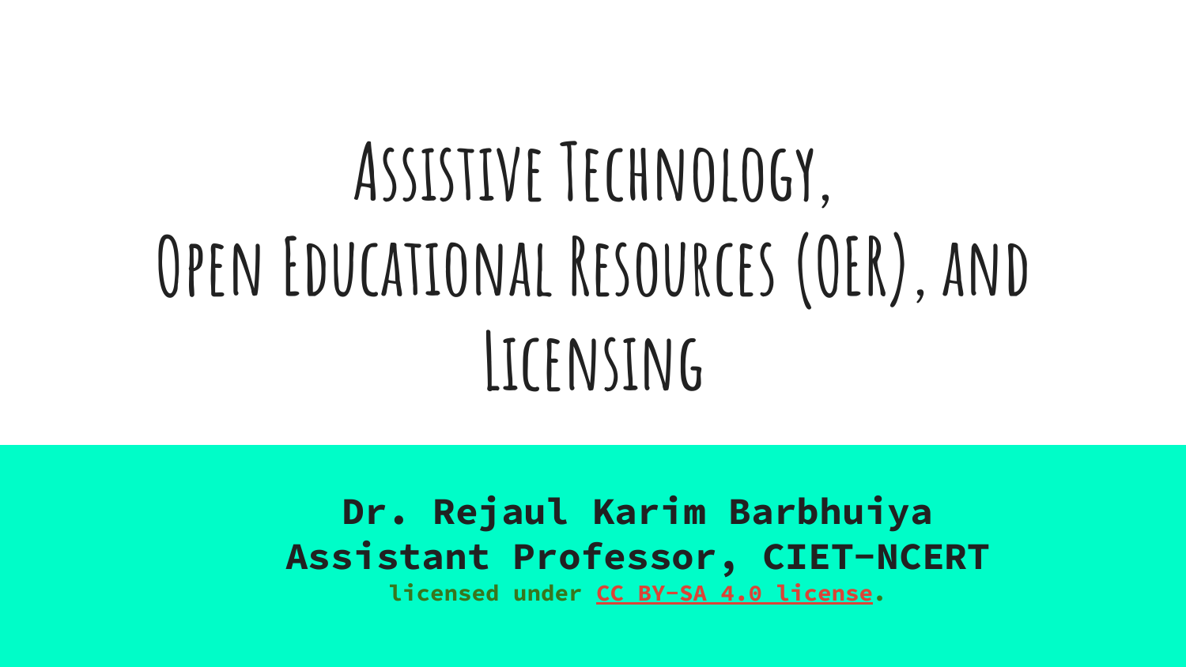# Assistive Technology, Open Educational Resources (OER), and Licensing

**Dr. Rejaul Karim Barbhuiya**

**Assistant Professor, CIET-NCERT**

**licensed under CC BY-SA 4.0 license.**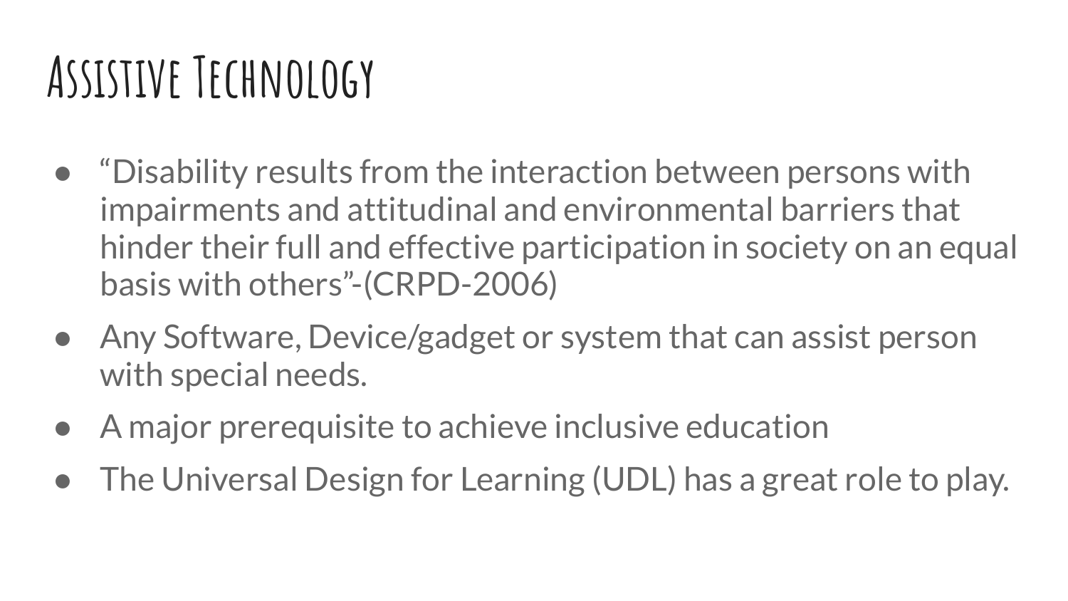# Assistive Technology

- "Disability results from the interaction between persons with impairments and attitudinal and environmental barriers that hinder their full and effective participation in society on an equal basis with others"-(CRPD-2006)
- Any Software, Device/gadget or system that can assist person with special needs.
- A major prerequisite to achieve inclusive education
- The Universal Design for Learning (UDL) has a great role to play.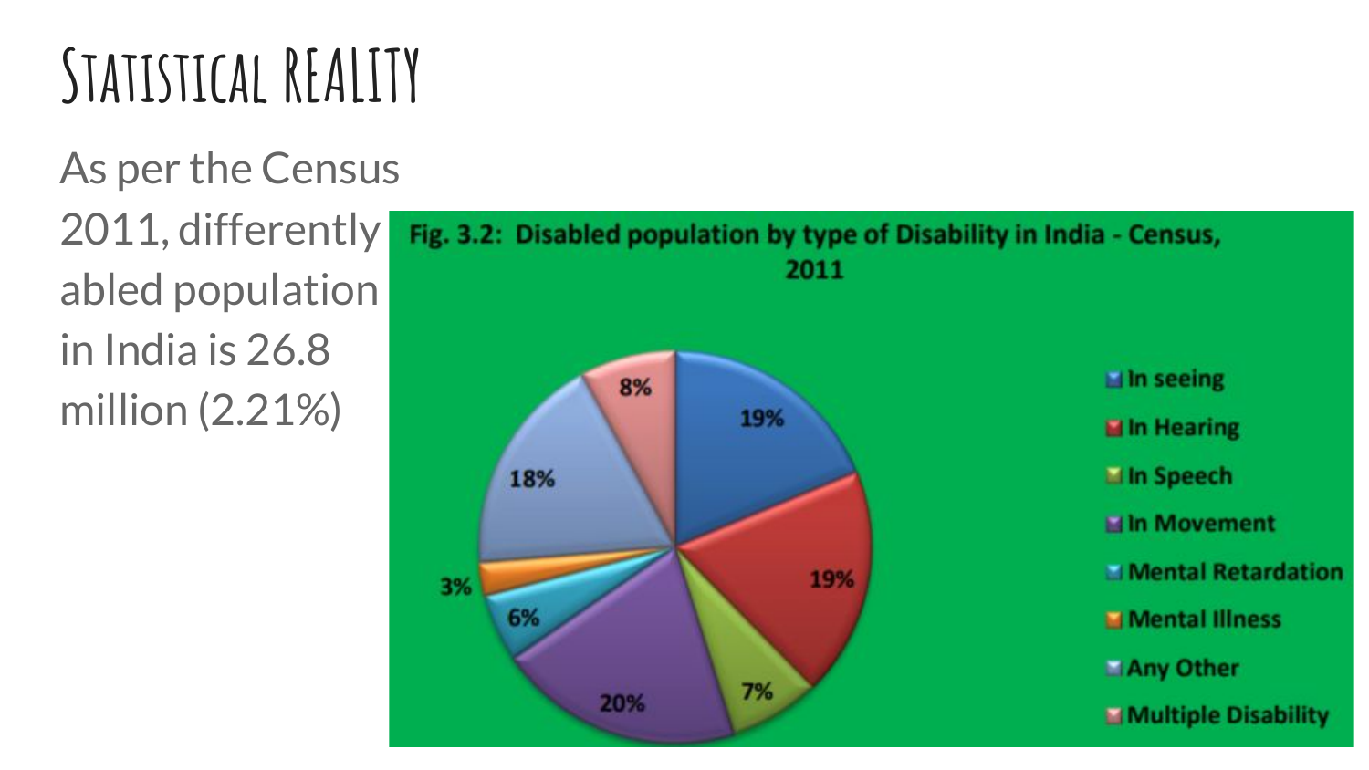# Statistical Reality

As per the Census 2011, differently abled population in India is 26.8 million (2.21%)

Fig. 3.2: Disabled population by type of Disability in India - Census, 2011

| Type of Disability | Percentage |
| --- | --- |
| In seeing | 19% |
| In Hearing | 19% |
| In Speech | 7% |
| In Movement | 20% |
| Mental Retardation | 6% |
| Mental Illness | 3% |
| Any Other | 18% |
| Multiple Disability | 8% |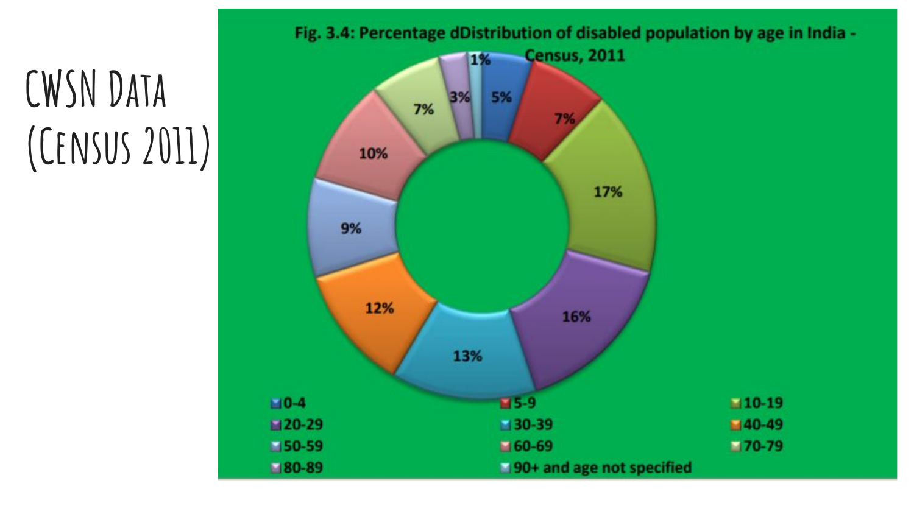# CWSN Data (Census 2011)

Fig. 3.4: Percentage dDistribution of disabled population by age in India - Census, 2011

| Age group | Percentage |
|---|---|
| 0-4 | 5% |
| 5-9 | 7% |
| 10-19 | 17% |
| 20-29 | 16% |
| 30-39 | 13% |
| 40-49 | 12% |
| 50-59 | 9% |
| 60-69 | 10% |
| 70-79 | 7% |
| 80-89 | 3% |
| 90+ and age not specified | 1% |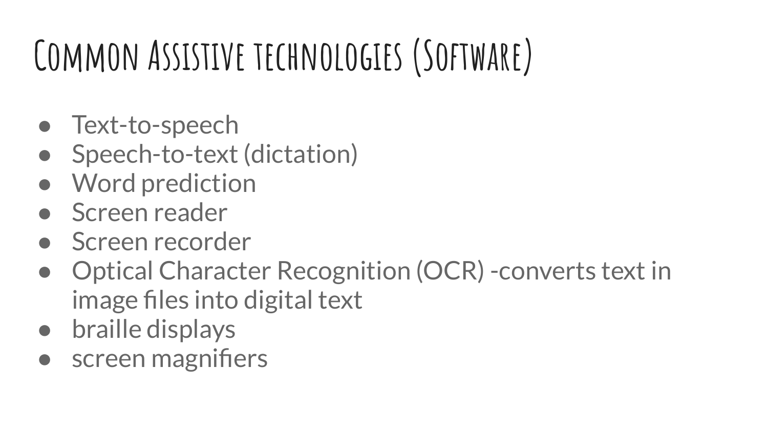# Common Assistive technologies (Software)

- Text-to-speech
- Speech-to-text (dictation)
- Word prediction
- Screen reader
- Screen recorder
- Optical Character Recognition (OCR) -converts text in image files into digital text
- braille displays
- screen magnifiers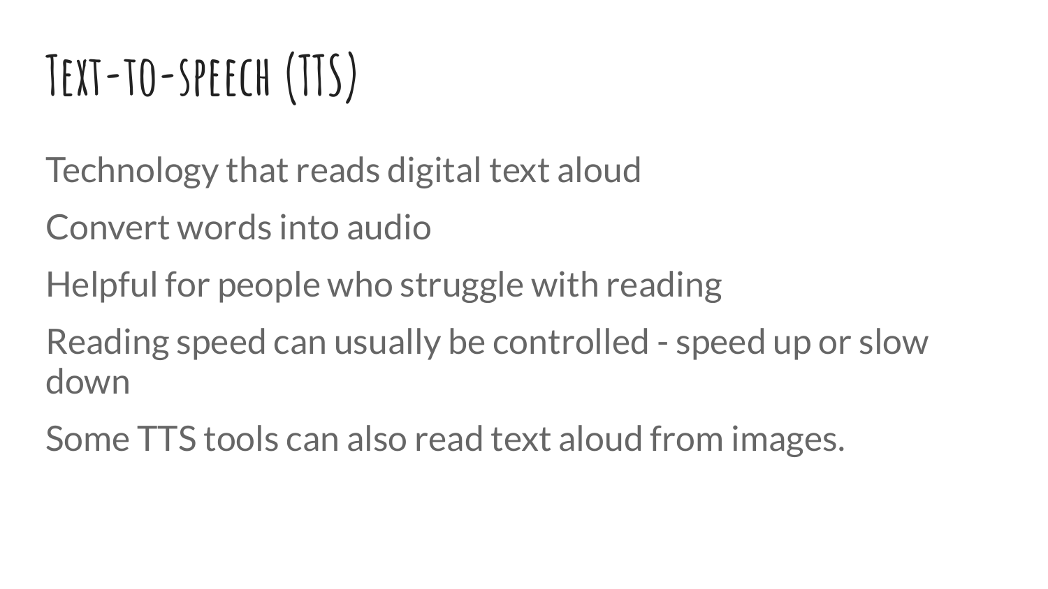# Text-to-speech (TTS)

Technology that reads digital text aloud

Convert words into audio

Helpful for people who struggle with reading

Reading speed can usually be controlled - speed up or slow down

Some TTS tools can also read text aloud from images.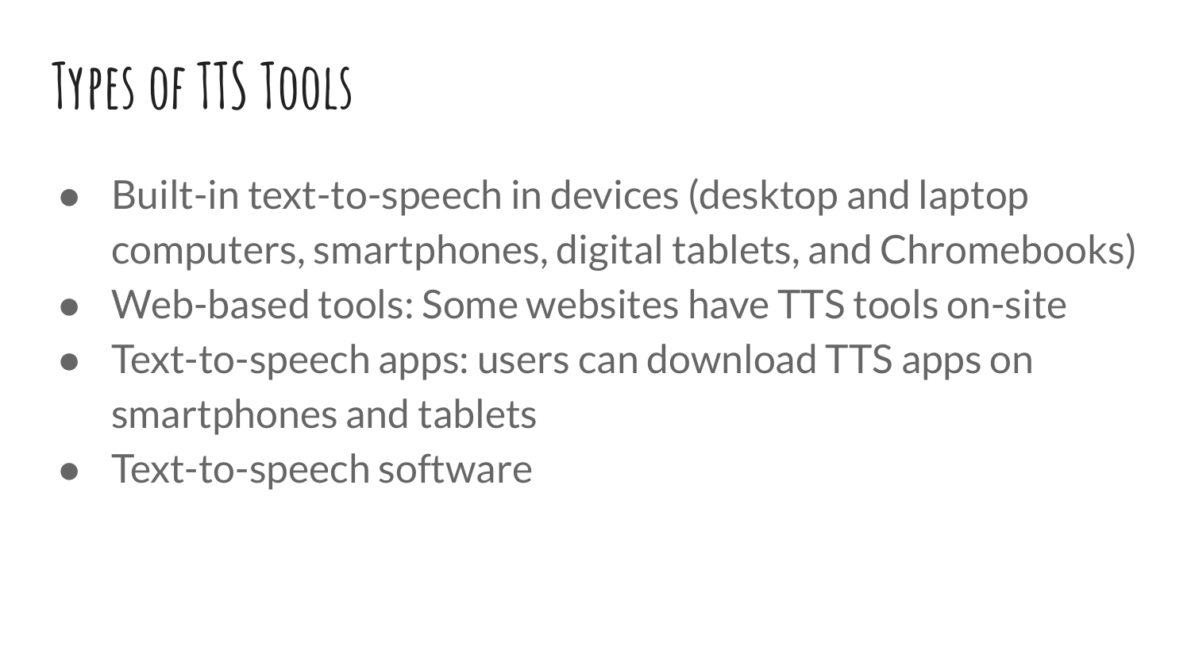# Types of TTS Tools

- Built-in text-to-speech in devices (desktop and laptop computers, smartphones, digital tablets, and Chromebooks)
- Web-based tools: Some websites have TTS tools on-site
- Text-to-speech apps: users can download TTS apps on smartphones and tablets
- Text-to-speech software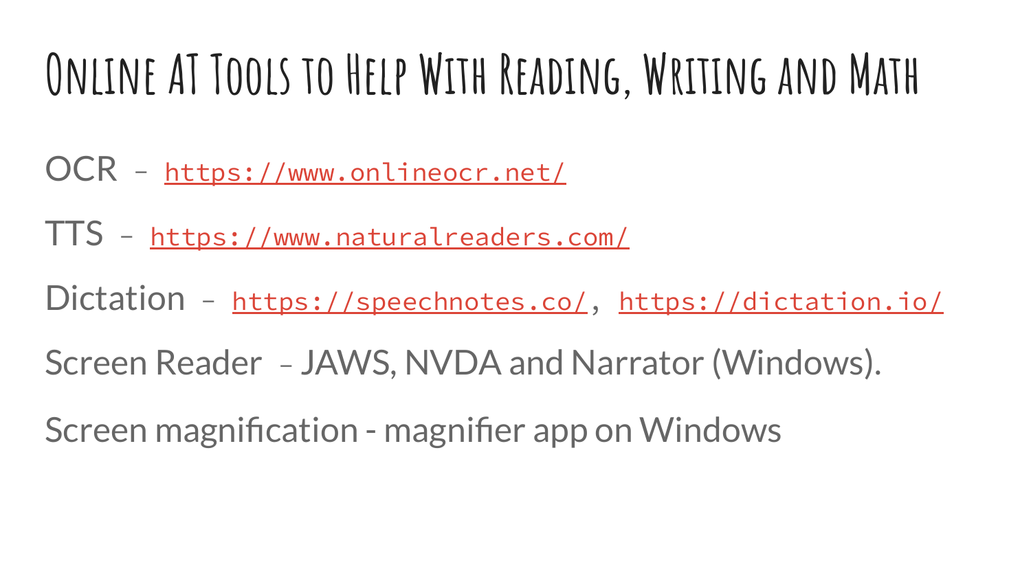# Online AT Tools to Help With Reading, Writing and Math

OCR – https://www.onlineocr.net/

TTS – https://www.naturalreaders.com/

Dictation – https://speechnotes.co/, https://dictation.io/

Screen Reader – JAWS, NVDA and Narrator (Windows).

Screen magnification - magnifier app on Windows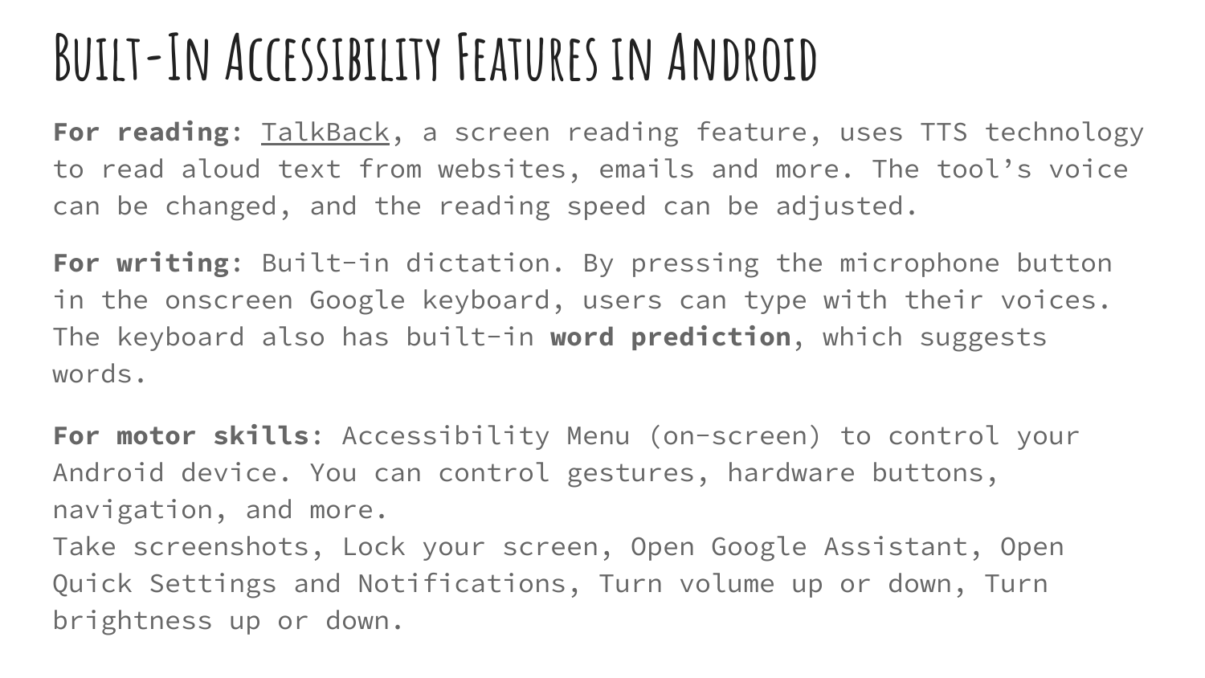# Built-In Accessibility Features in Android

**For reading**: TalkBack, a screen reading feature, uses TTS technology to read aloud text from websites, emails and more. The tool's voice can be changed, and the reading speed can be adjusted.

**For writing**: Built-in dictation. By pressing the microphone button in the onscreen Google keyboard, users can type with their voices. The keyboard also has built-in **word prediction**, which suggests words.

**For motor skills**: Accessibility Menu (on-screen) to control your Android device. You can control gestures, hardware buttons, navigation, and more.
Take screenshots, Lock your screen, Open Google Assistant, Open Quick Settings and Notifications, Turn volume up or down, Turn brightness up or down.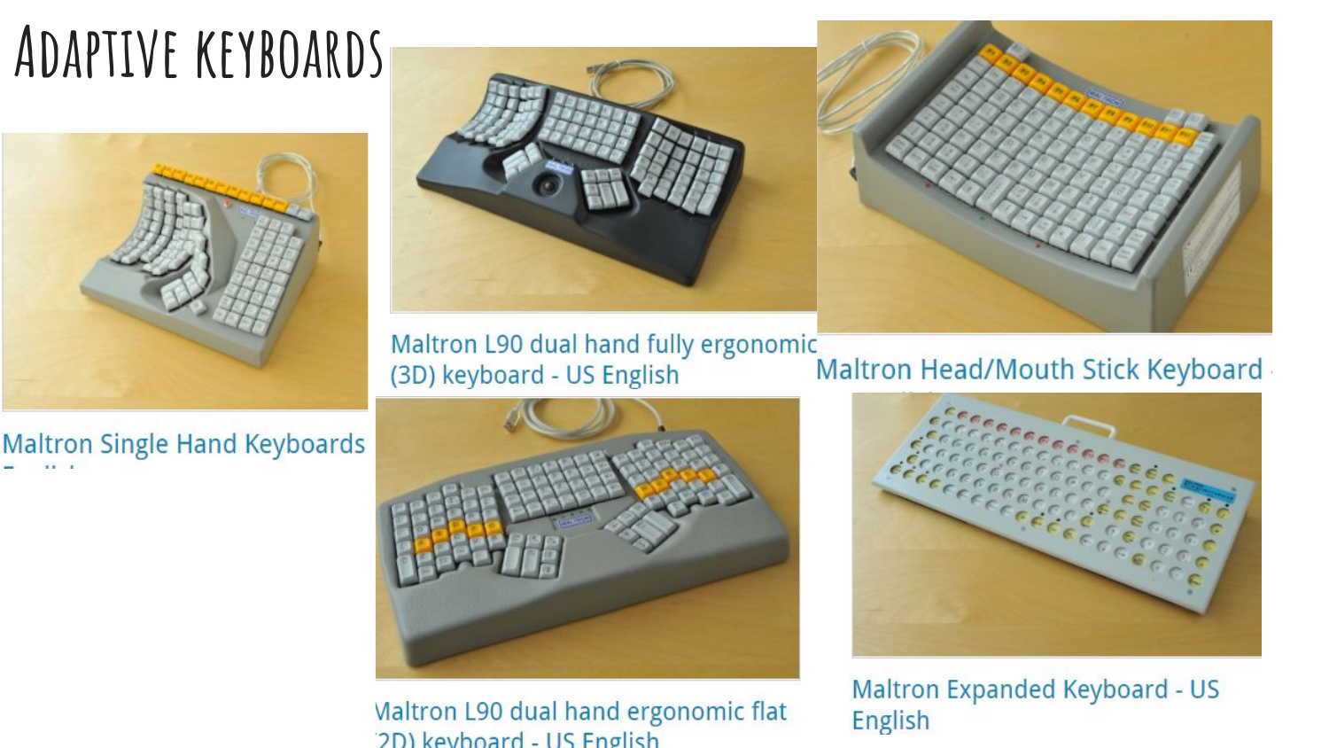# Adaptive keyboards

Maltron Single Hand Keyboards

Maltron L90 dual hand fully ergonomic (3D) keyboard - US English

Maltron Head/Mouth Stick Keyboard

Maltron L90 dual hand ergonomic flat (2D) keyboard - US English

Maltron Expanded Keyboard - US English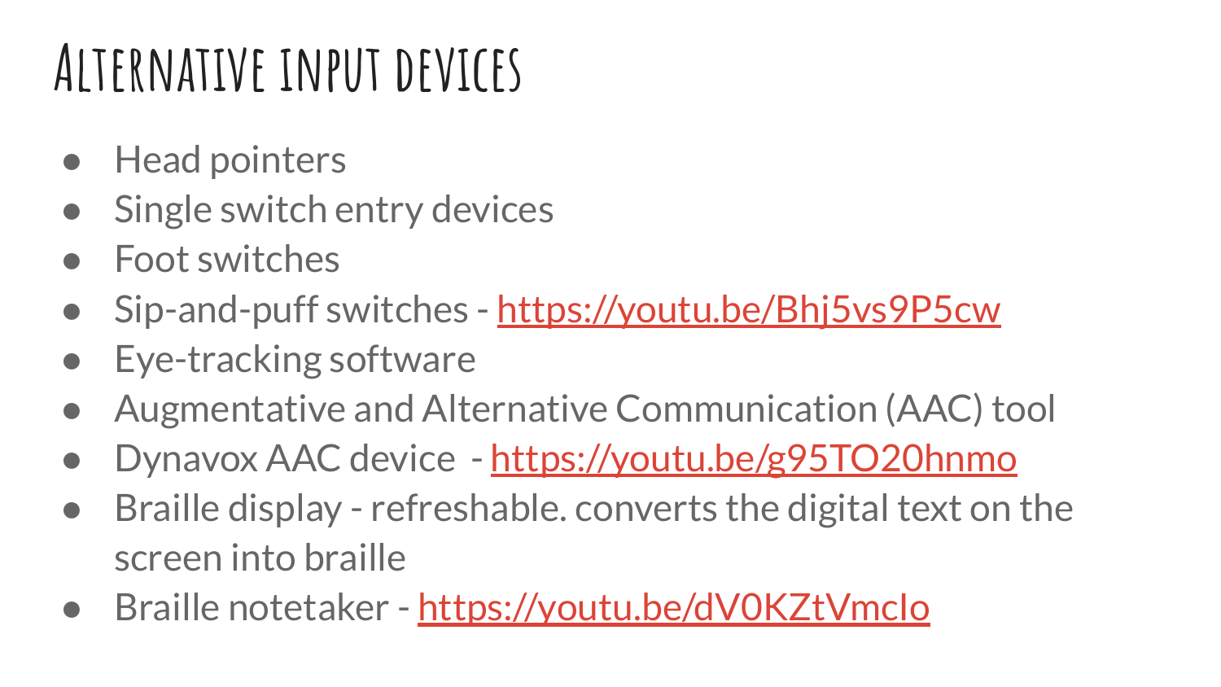# Alternative input devices

- Head pointers
- Single switch entry devices
- Foot switches
- Sip-and-puff switches - https://youtu.be/Bhj5vs9P5cw
- Eye-tracking software
- Augmentative and Alternative Communication (AAC) tool
- Dynavox AAC device - https://youtu.be/g95TO20hnmo
- Braille display - refreshable. converts the digital text on the screen into braille
- Braille notetaker - https://youtu.be/dV0KZtVmcIo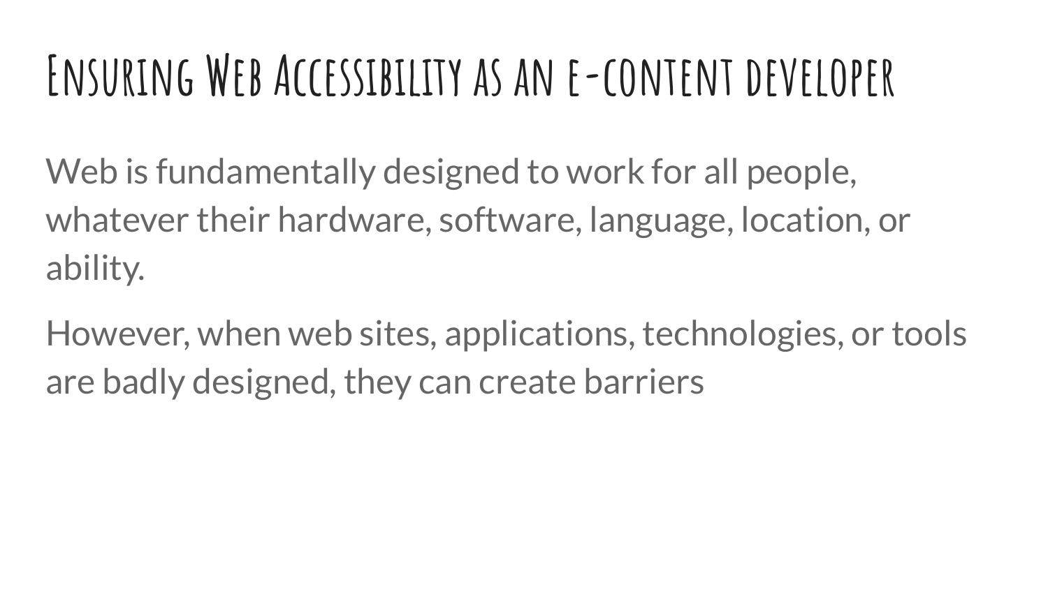# Ensuring Web Accessibility as an e-content developer

Web is fundamentally designed to work for all people, whatever their hardware, software, language, location, or ability.

However, when web sites, applications, technologies, or tools are badly designed, they can create barriers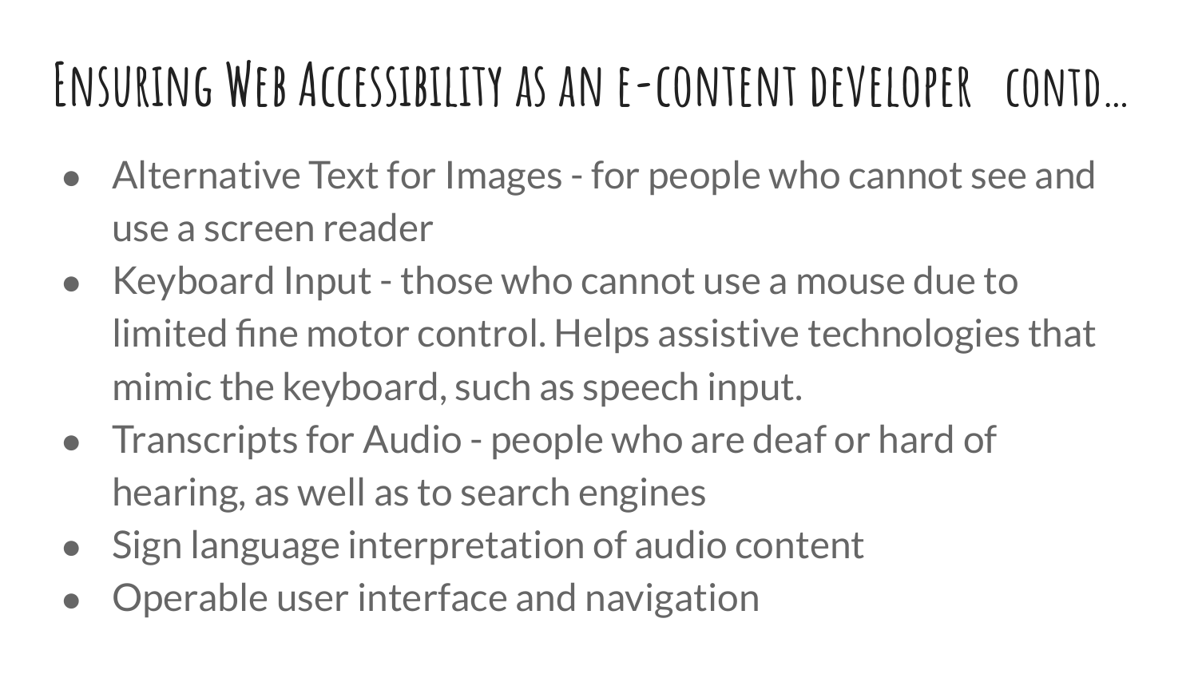# Ensuring Web Accessibility as an e-content developer contd...

- Alternative Text for Images - for people who cannot see and use a screen reader
- Keyboard Input - those who cannot use a mouse due to limited fine motor control. Helps assistive technologies that mimic the keyboard, such as speech input.
- Transcripts for Audio - people who are deaf or hard of hearing, as well as to search engines
- Sign language interpretation of audio content
- Operable user interface and navigation